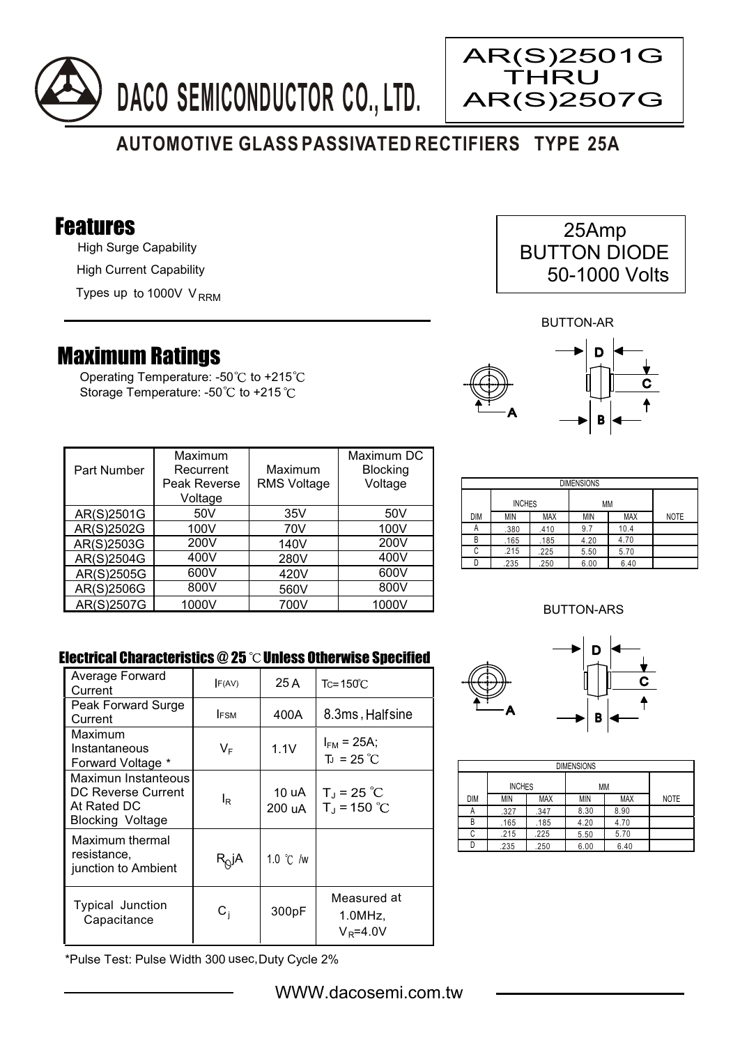# DACO SEMICONDUCTOR CO., LTD.

**AR(S)2501G THRU AR(S)2507G**

## AUTOMOTIVE GLASS PASSIVATED RECTIFIERS TYPE 25A

## Features

- High Surge Capability
- High Current Capability
- Types up to 1000V $V_{RRM}$

25Amp
BUTTON DIODE
50-1000 Volts

## Maximum Ratings

Operating Temperature: -50℃ to +215℃
Storage Temperature: -50℃ to +215℃

| Part Number | Maximum Recurrent Peak Reverse Voltage | Maximum RMS Voltage | Maximum DC Blocking Voltage |
|---|---|---|---|
| AR(S)2501G | 50V | 35V | 50V |
| AR(S)2502G | 100V | 70V | 100V |
| AR(S)2503G | 200V | 140V | 200V |
| AR(S)2504G | 400V | 280V | 400V |
| AR(S)2505G | 600V | 420V | 600V |
| AR(S)2506G | 800V | 560V | 800V |
| AR(S)2507G | 1000V | 700V | 1000V |

BUTTON-AR

| DIMENSIONS | | | | | |
|---|---|---|---|---|---|
| | INCHES | | MM | | |
| DIM | MIN | MAX | MIN | MAX | NOTE |
| A | .380 | .410 | 9.7 | 10.4 | |
| B | .165 | .185 | 4.20 | 4.70 | |
| C | .215 | .225 | 5.50 | 5.70 | |
| D | .235 | .250 | 6.00 | 6.40 | |

BUTTON-ARS

| DIMENSIONS | | | | | |
|---|---|---|---|---|---|
| | INCHES | | MM | | |
| DIM | MIN | MAX | MIN | MAX | NOTE |
| A | .327 | .347 | 8.30 | 8.90 | |
| B | .165 | .185 | 4.20 | 4.70 | |
| C | .215 | .225 | 5.50 | 5.70 | |
| D | .235 | .250 | 6.00 | 6.40 | |

## Electrical Characteristics @ 25 ℃ Unless Otherwise Specified

| | | | |
|---|---|---|---|
| Average Forward Current | $I_{F(AV)}$ | 25 A | $T_C$=150℃ |
| Peak Forward Surge Current | $I_{FSM}$ | 400A | 8.3ms, Halfsine |
| Maximum Instantaneous Forward Voltage * | $V_F$ | 1.1V | $I_{FM}$ = 25A; $T_J$ = 25 ℃ |
| Maximun Instanteous DC Reverse Current At Rated DC Blocking Voltage | $I_R$ | 10 uA<br>200 uA | $T_J$ = 25 ℃<br>$T_J$ = 150 ℃ |
| Maximum thermal resistance, junction to Ambient | $R_{\theta}jA$ | 1.0 ℃ /w | |
| Typical Junction Capacitance | $C_j$ | 300pF | Measured at 1.0MHz, $V_R$=4.0V |

*Pulse Test: Pulse Width 300 usec, Duty Cycle 2%

WWW.dacosemi.com.tw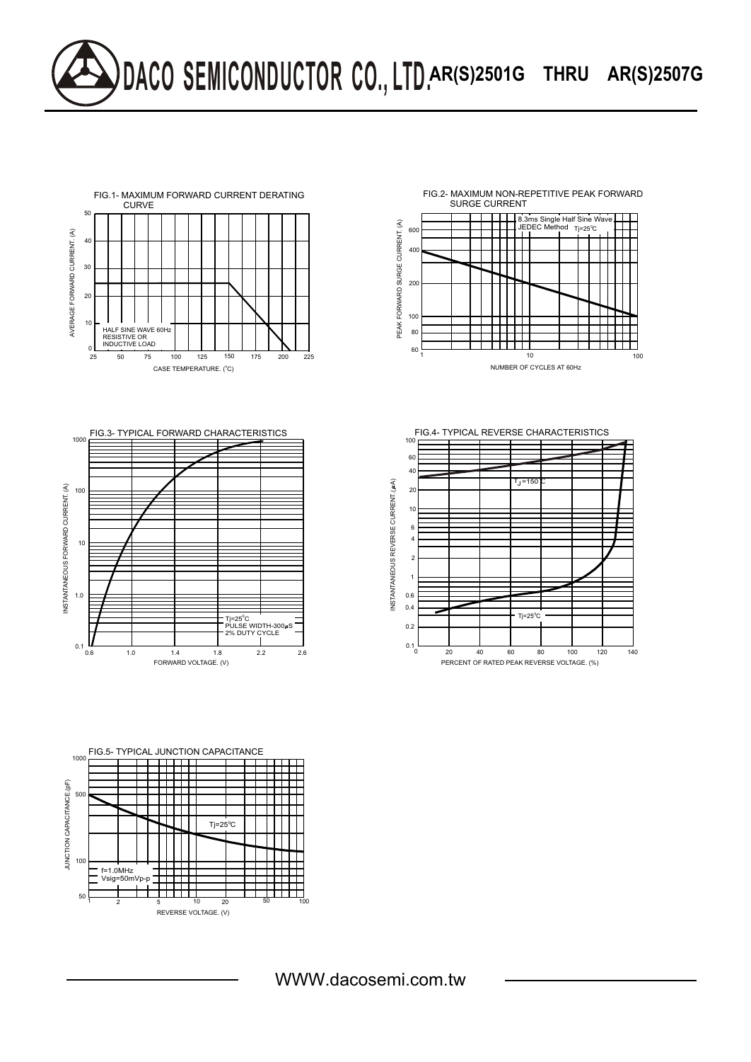# DACO SEMICONDUCTOR CO., LTD. AR(S)2501G THRU AR(S)2507G

FIG.1- MAXIMUM FORWARD CURRENT DERATING CURVE

AVERAGE FORWARD CURRENT. (A)

50
40
30
20
10
0

HALF SINE WAVE 60Hz
RESISTIVE OR
INDUCTIVE LOAD

25 50 75 100 125 150 175 200 225

CASE TEMPERATURE. (°C)

FIG.2- MAXIMUM NON-REPETITIVE PEAK FORWARD SURGE CURRENT

PEAK FORWARD SURGE CURRENT. (A)

8.3ms Single Half Sine Wave
JEDEC Method Tj=25°C

600
400
200
100
80
60

1 10 100

NUMBER OF CYCLES AT 60Hz

FIG.3- TYPICAL FORWARD CHARACTERISTICS

INSTANTANEOUS FORWARD CURRENT. (A)

1000
100
10
1.0
0.1

Tj=25°C
PULSE WIDTH-300μS
2% DUTY CYCLE

0.6 1.0 1.4 1.8 2.2 2.6

FORWARD VOLTAGE. (V)

FIG.4- TYPICAL REVERSE CHARACTERISTICS

INSTANTANEOUS REVERSE CURRENT. (μA)

100
60
40
20
10
6
4
2
1
0.6
0.4
0.2
0.1

$T_J$=150°C

Tj=25°C

0 20 40 60 80 100 120 140

PERCENT OF RATED PEAK REVERSE VOLTAGE. (%)

FIG.5- TYPICAL JUNCTION CAPACITANCE

JUNCTION CAPACITANCE.(pF)

1000
500
100
50

Tj=25°C

f=1.0MHz
Vsig=50mVp-p

1 2 5 10 20 50 100

REVERSE VOLTAGE. (V)

WWW.dacosemi.com.tw